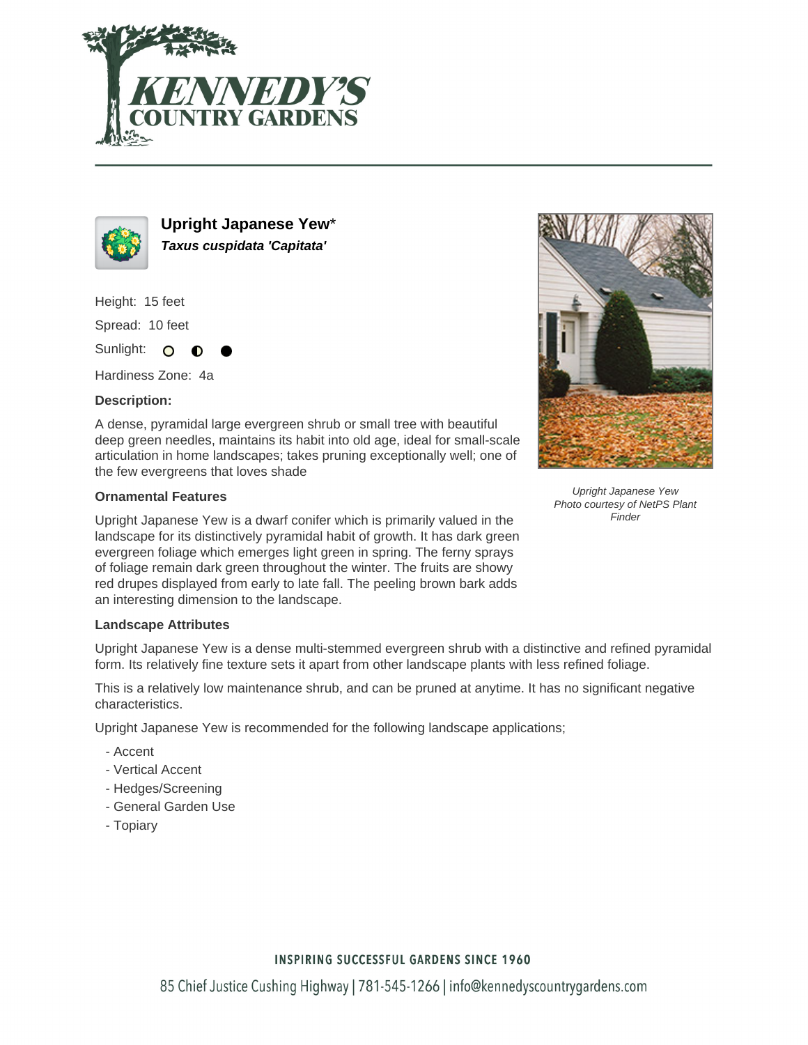# Upright Japanese Yew*

***Taxus cuspidata 'Capitata'***

Height: 15 feet

Spread: 10 feet

Sunlight: ○ ◐ ●

Hardiness Zone: 4a

**Description:**

A dense, pyramidal large evergreen shrub or small tree with beautiful deep green needles, maintains its habit into old age, ideal for small-scale articulation in home landscapes; takes pruning exceptionally well; one of the few evergreens that loves shade

*Upright Japanese Yew*
*Photo courtesy of NetPS Plant Finder*

### Ornamental Features

Upright Japanese Yew is a dwarf conifer which is primarily valued in the landscape for its distinctively pyramidal habit of growth. It has dark green evergreen foliage which emerges light green in spring. The ferny sprays of foliage remain dark green throughout the winter. The fruits are showy red drupes displayed from early to late fall. The peeling brown bark adds an interesting dimension to the landscape.

### Landscape Attributes

Upright Japanese Yew is a dense multi-stemmed evergreen shrub with a distinctive and refined pyramidal form. Its relatively fine texture sets it apart from other landscape plants with less refined foliage.

This is a relatively low maintenance shrub, and can be pruned at anytime. It has no significant negative characteristics.

Upright Japanese Yew is recommended for the following landscape applications;

- Accent
- Vertical Accent
- Hedges/Screening
- General Garden Use
- Topiary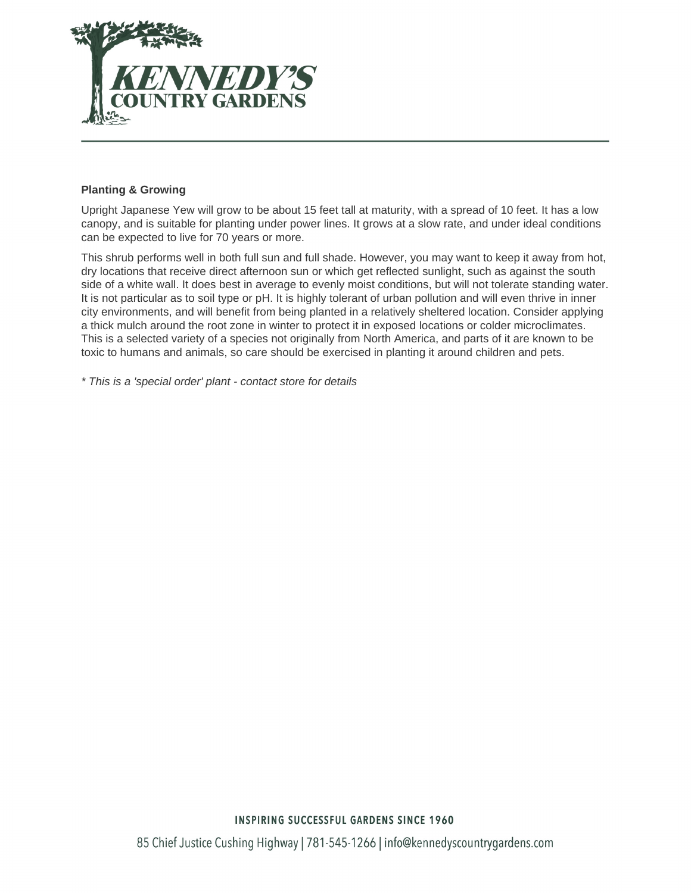**Planting & Growing**

Upright Japanese Yew will grow to be about 15 feet tall at maturity, with a spread of 10 feet. It has a low canopy, and is suitable for planting under power lines. It grows at a slow rate, and under ideal conditions can be expected to live for 70 years or more.

This shrub performs well in both full sun and full shade. However, you may want to keep it away from hot, dry locations that receive direct afternoon sun or which get reflected sunlight, such as against the south side of a white wall. It does best in average to evenly moist conditions, but will not tolerate standing water. It is not particular as to soil type or pH. It is highly tolerant of urban pollution and will even thrive in inner city environments, and will benefit from being planted in a relatively sheltered location. Consider applying a thick mulch around the root zone in winter to protect it in exposed locations or colder microclimates. This is a selected variety of a species not originally from North America, and parts of it are known to be toxic to humans and animals, so care should be exercised in planting it around children and pets.

*\* This is a 'special order' plant - contact store for details*